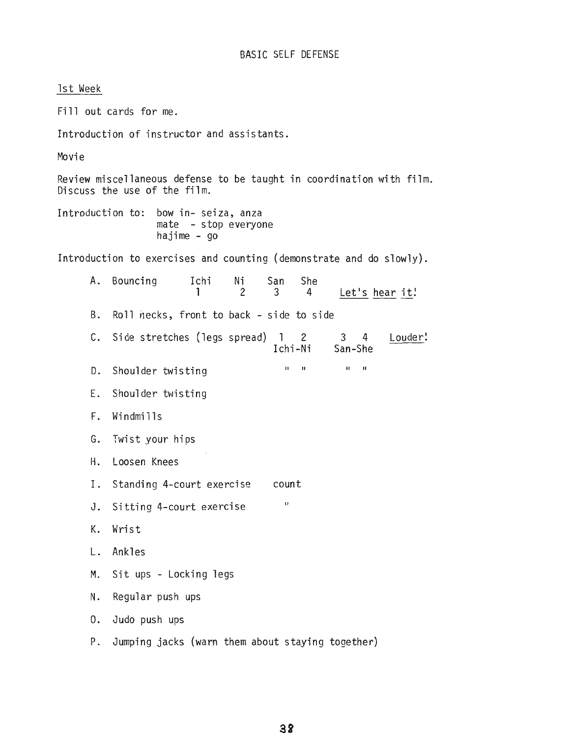# BASIC SELF DEFENSE

<u>1st Week</u>

Fill out cards for me.

Introduction of instructor and assistants.

Movie

Review miscellaneous defense to be taught in coordination with film.
Discuss the use of the film.

Introduction to: bow in- seiza, anza
mate - stop everyone
hajime - go

Introduction to exercises and counting (demonstrate and do slowly).

A. Bouncing Ichi Ni San She
1 2 3 4 <u>Let's hear it!</u>

B. Roll necks, front to back - side to side

C. Side stretches (legs spread) 1 2 3 4 <u>Louder!</u>
Ichi-Ni San-She

D. Shoulder twisting " " " "

E. Shoulder twisting

F. Windmills

G. Twist your hips

H. Loosen Knees

I. Standing 4-court exercise count

J. Sitting 4-court exercise "

K. Wrist

L. Ankles

M. Sit ups - Locking legs

N. Regular push ups

O. Judo push ups

P. Jumping jacks (warn them about staying together)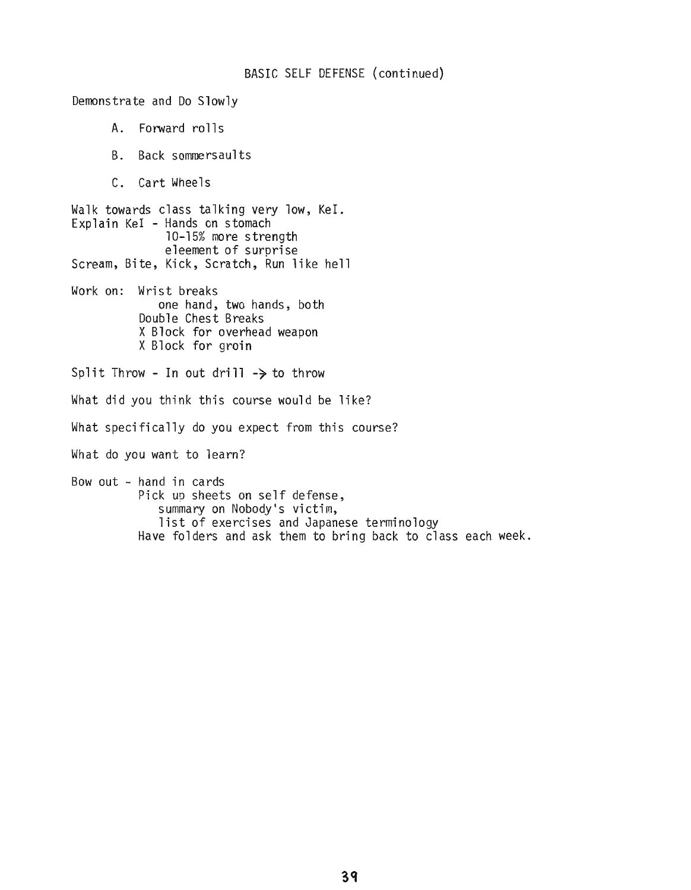## BASIC SELF DEFENSE (continued)

Demonstrate and Do Slowly

A. Forward rolls

B. Back sommersaults

C. Cart Wheels

Walk towards class talking very low, KeI.
Explain KeI - Hands on stomach
10-15% more strength
eleement of surprise
Scream, Bite, Kick, Scratch, Run like hell

Work on: Wrist breaks
one hand, two hands, both
Double Chest Breaks
X Block for overhead weapon
X Block for groin

Split Throw - In out drill -> to throw

What did you think this course would be like?

What specifically do you expect from this course?

What do you want to learn?

Bow out - hand in cards
Pick up sheets on self defense,
summary on Nobody's victim,
list of exercises and Japanese terminology
Have folders and ask them to bring back to class each week.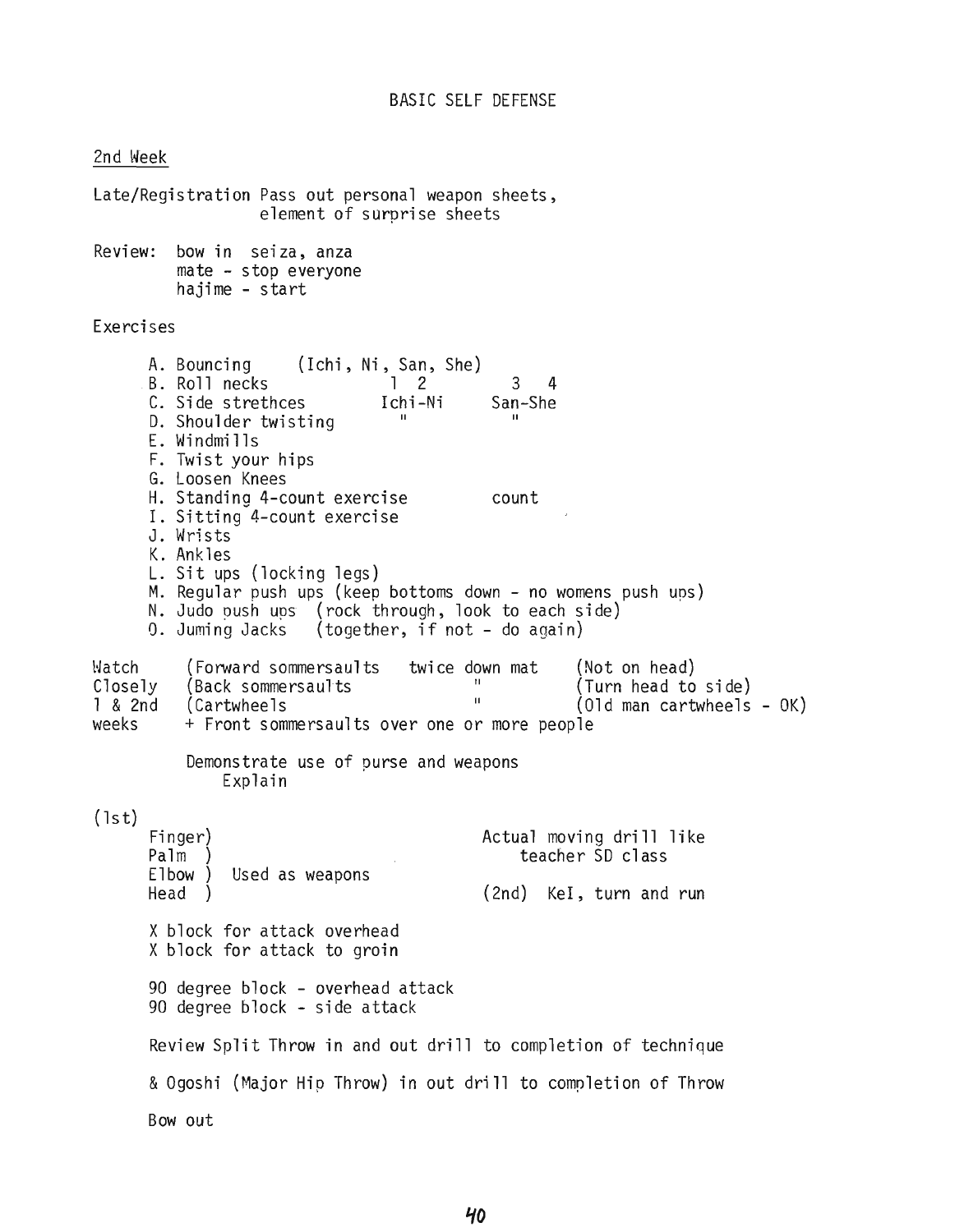# BASIC SELF DEFENSE

## 2nd Week

Late/Registration Pass out personal weapon sheets, element of surprise sheets

Review: bow in seiza, anza
mate - stop everyone
hajime - start

### Exercises

A. Bouncing (Ichi, Ni, San, She)
B. Roll necks 1 2 3 4
C. Side strethces Ichi-Ni San-She
D. Shoulder twisting " "
E. Windmills
F. Twist your hips
G. Loosen Knees
H. Standing 4-count exercise count
I. Sitting 4-count exercise
J. Wrists
K. Ankles
L. Sit ups (locking legs)
M. Regular push ups (keep bottoms down - no womens push ups)
N. Judo push ups (rock through, look to each side)
O. Juming Jacks (together, if not - do again)

Watch Closely 1 & 2nd weeks
(Forward sommersaults twice down mat (Not on head)
(Back sommersaults " (Turn head to side)
(Cartwheels " (Old man cartwheels - OK)
+ Front sommersaults over one or more people

Demonstrate use of purse and weapons
Explain

(1st)
Finger)
Palm )
Elbow ) Used as weapons
Head )

Actual moving drill like teacher SD class

(2nd) KeI, turn and run

X block for attack overhead
X block for attack to groin

90 degree block - overhead attack
90 degree block - side attack

Review Split Throw in and out drill to completion of technique

& Ogoshi (Major Hip Throw) in out drill to completion of Throw

Bow out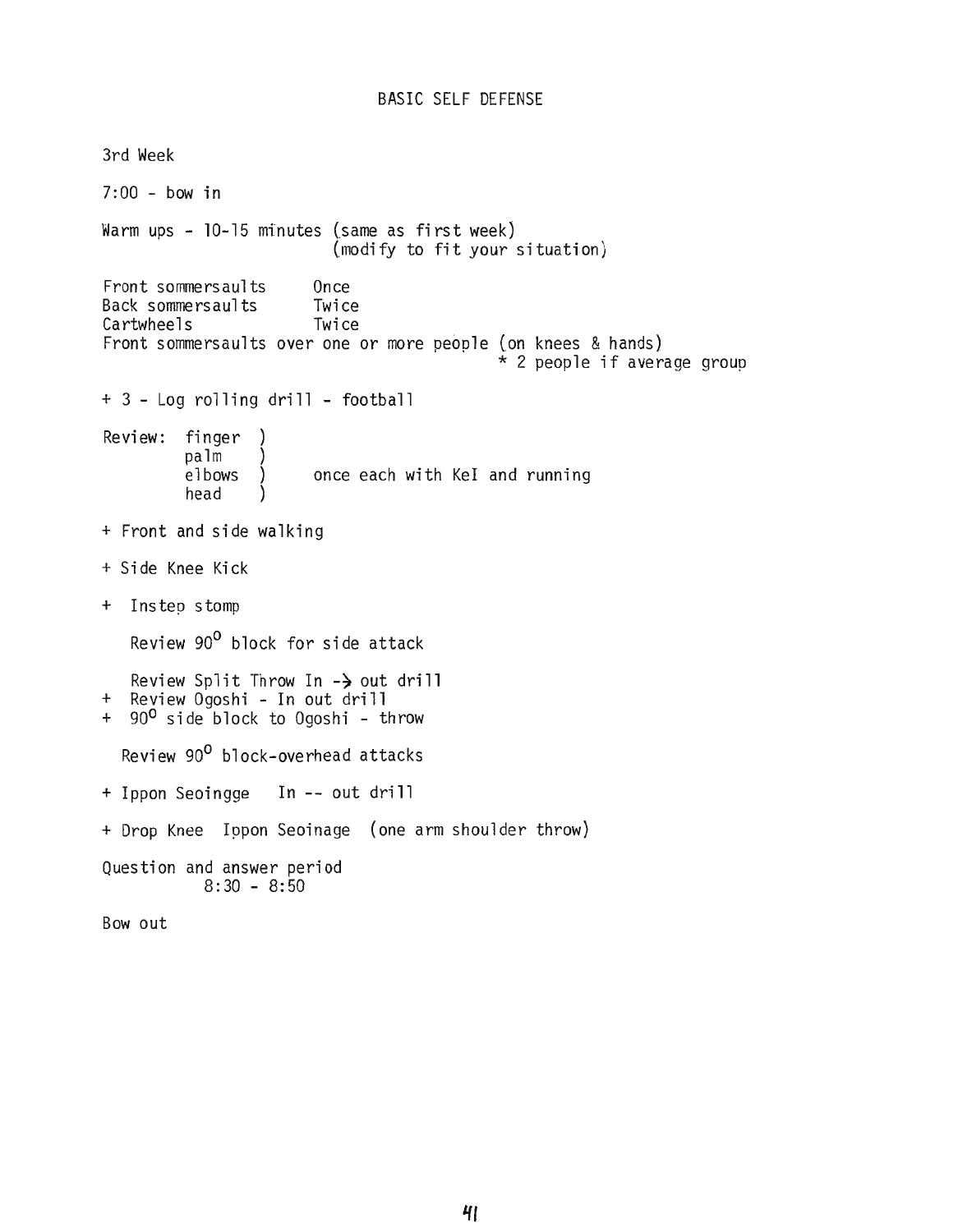# BASIC SELF DEFENSE

3rd Week

7:00 - bow in

Warm ups - 10-15 minutes (same as first week)
(modify to fit your situation)

| | |
|---|---|
| Front sommersaults | Once |
| Back sommersaults | Twice |
| Cartwheels | Twice |

Front sommersaults over one or more people (on knees & hands)
* 2 people if average group

+ 3 - Log rolling drill - football

Review: finger ) palm ) elbows ) head ) once each with KeI and running

+ Front and side walking

+ Side Knee Kick

+ Instep stomp

Review $90^{o}$ block for side attack

Review Split Throw In -> out drill

+ Review Ogoshi - In out drill
+ $90^{o}$ side block to Ogoshi - throw

Review $90^{o}$ block-overhead attacks

+ Ippon Seoingge In -- out drill

+ Drop Knee Ippon Seoinage (one arm shoulder throw)

Question and answer period
8:30 - 8:50

Bow out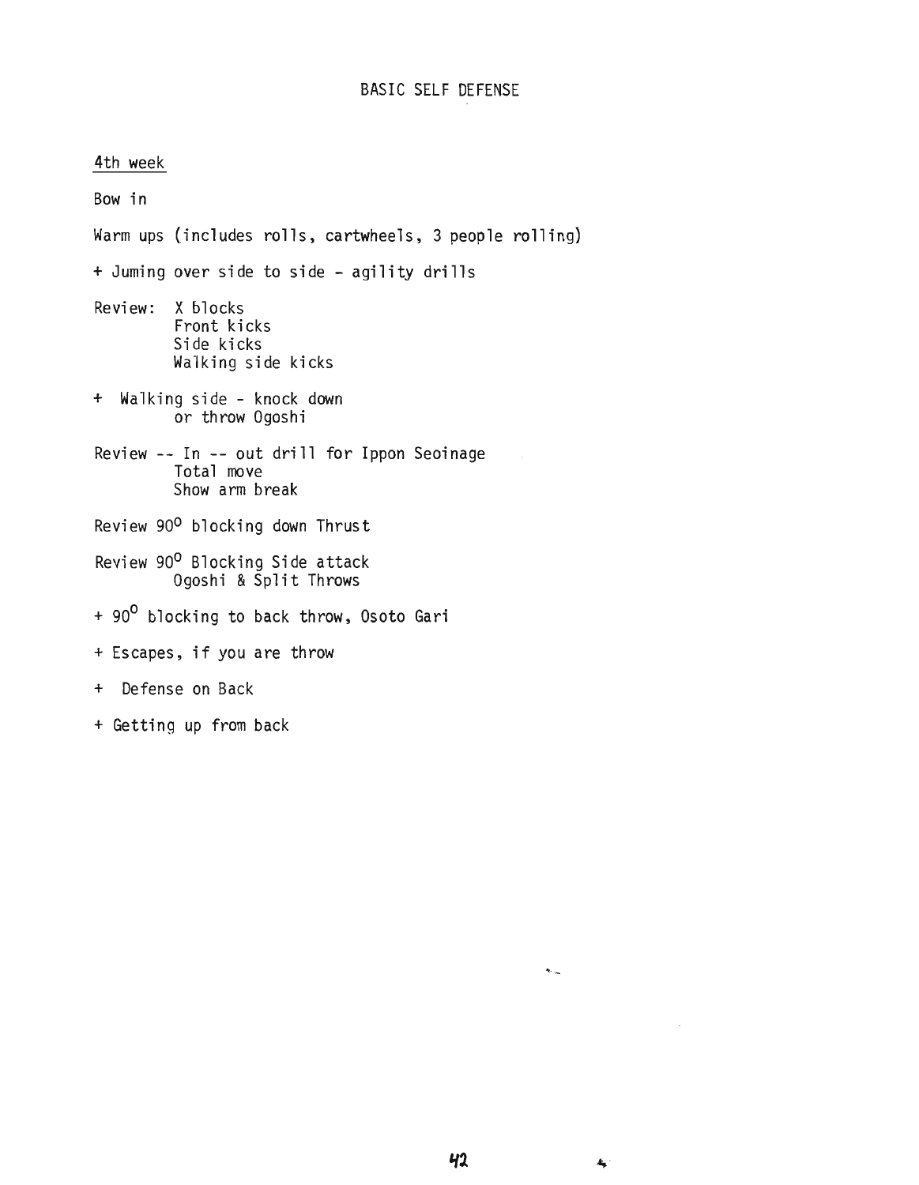# BASIC SELF DEFENSE

4th week

Bow in

Warm ups (includes rolls, cartwheels, 3 people rolling)

+ Juming over side to side - agility drills

Review: X blocks
Front kicks
Side kicks
Walking side kicks

+ Walking side - knock down
or throw Ogoshi

Review -- In -- out drill for Ippon Seoinage
Total move
Show arm break

Review 90$^{o}$ blocking down Thrust

Review 90$^{o}$ Blocking Side attack
Ogoshi & Split Throws

+ 90$^{o}$ blocking to back throw, Osoto Gari

+ Escapes, if you are throw

+ Defense on Back

+ Getting up from back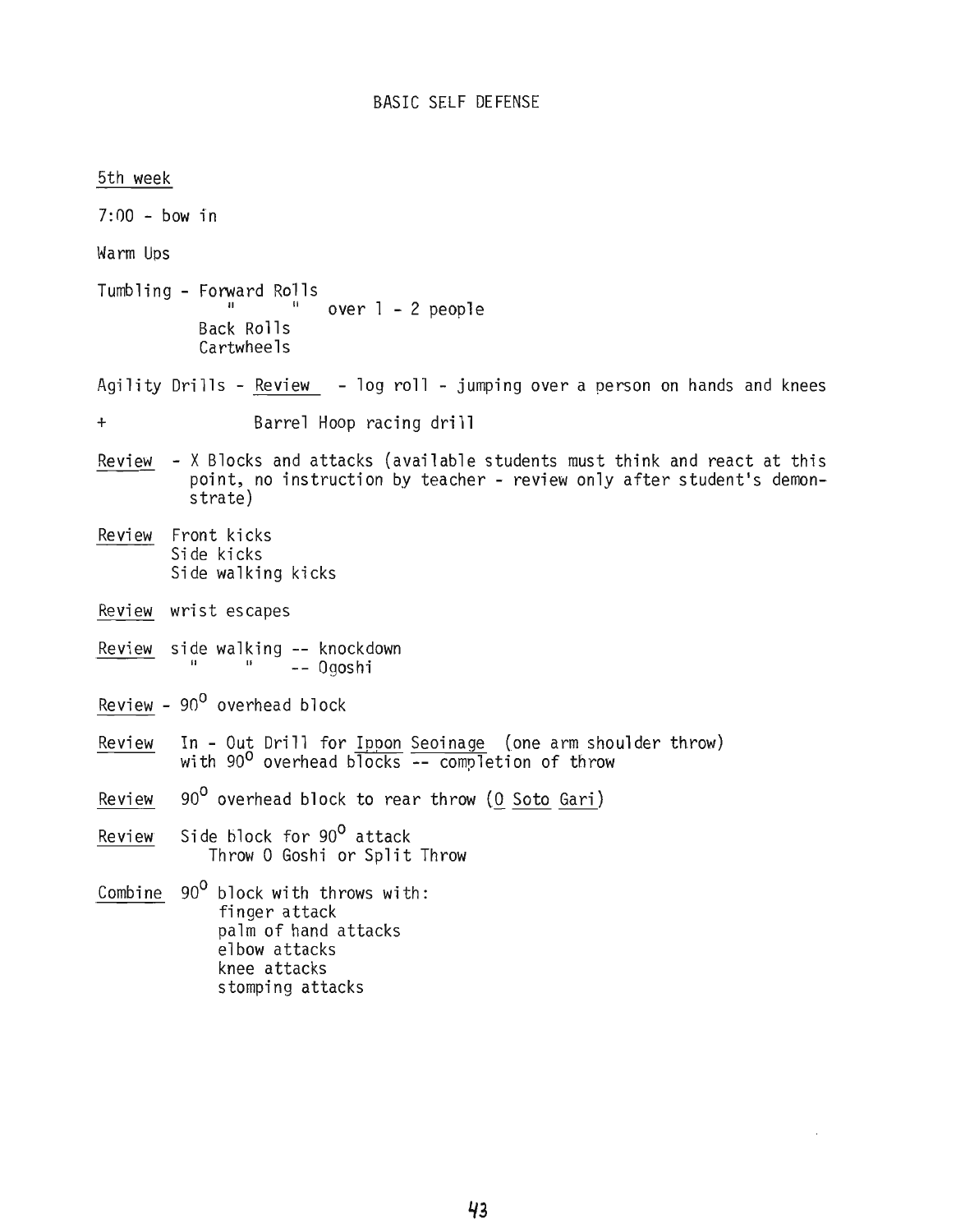# BASIC SELF DEFENSE

<u>5th week</u>

7:00 - bow in

Warm Ups

Tumbling - Forward Rolls
 " " over 1 - 2 people
 Back Rolls
 Cartwheels

Agility Drills - <u>Review</u> - log roll - jumping over a person on hands and knees

\+ Barrel Hoop racing drill

<u>Review</u> - X Blocks and attacks (available students must think and react at this point, no instruction by teacher - review only after student's demonstrate)

<u>Review</u> Front kicks
 Side kicks
 Side walking kicks

<u>Review</u> wrist escapes

<u>Review</u> side walking -- knockdown
 " " -- Ogoshi

<u>Review</u> - $90^{o}$ overhead block

<u>Review</u> In - Out Drill for <u>Ippon Seoinage</u> (one arm shoulder throw) with $90^{o}$ overhead blocks -- completion of throw

<u>Review</u> $90^{o}$ overhead block to rear throw (<u>O Soto Gari</u>)

<u>Review</u> Side block for $90^{o}$ attack
 Throw O Goshi or Split Throw

<u>Combine</u> $90^{o}$ block with throws with:
 finger attack
 palm of hand attacks
 elbow attacks
 knee attacks
 stomping attacks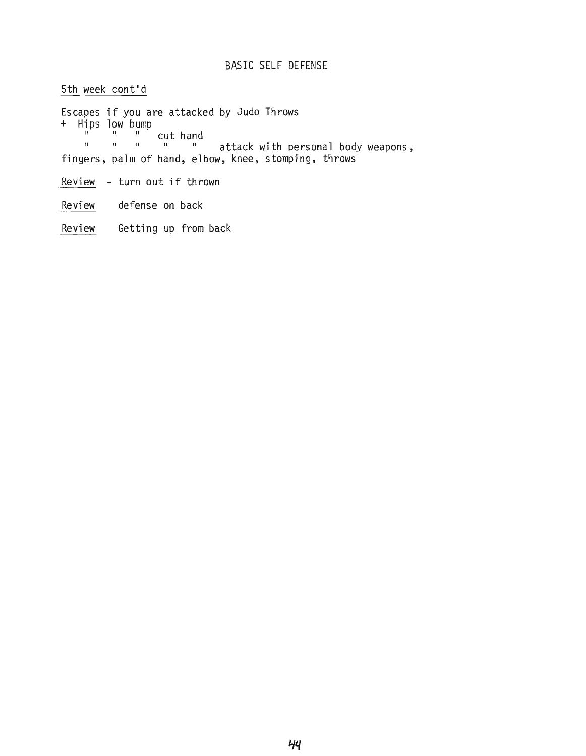# BASIC SELF DEFENSE

5th week cont'd

Escapes if you are attacked by Judo Throws
+ Hips low bump
    "    "    "    cut hand
    "    "    "    "    "    attack with personal body weapons, fingers, palm of hand, elbow, knee, stomping, throws

Review - turn out if thrown

Review defense on back

Review Getting up from back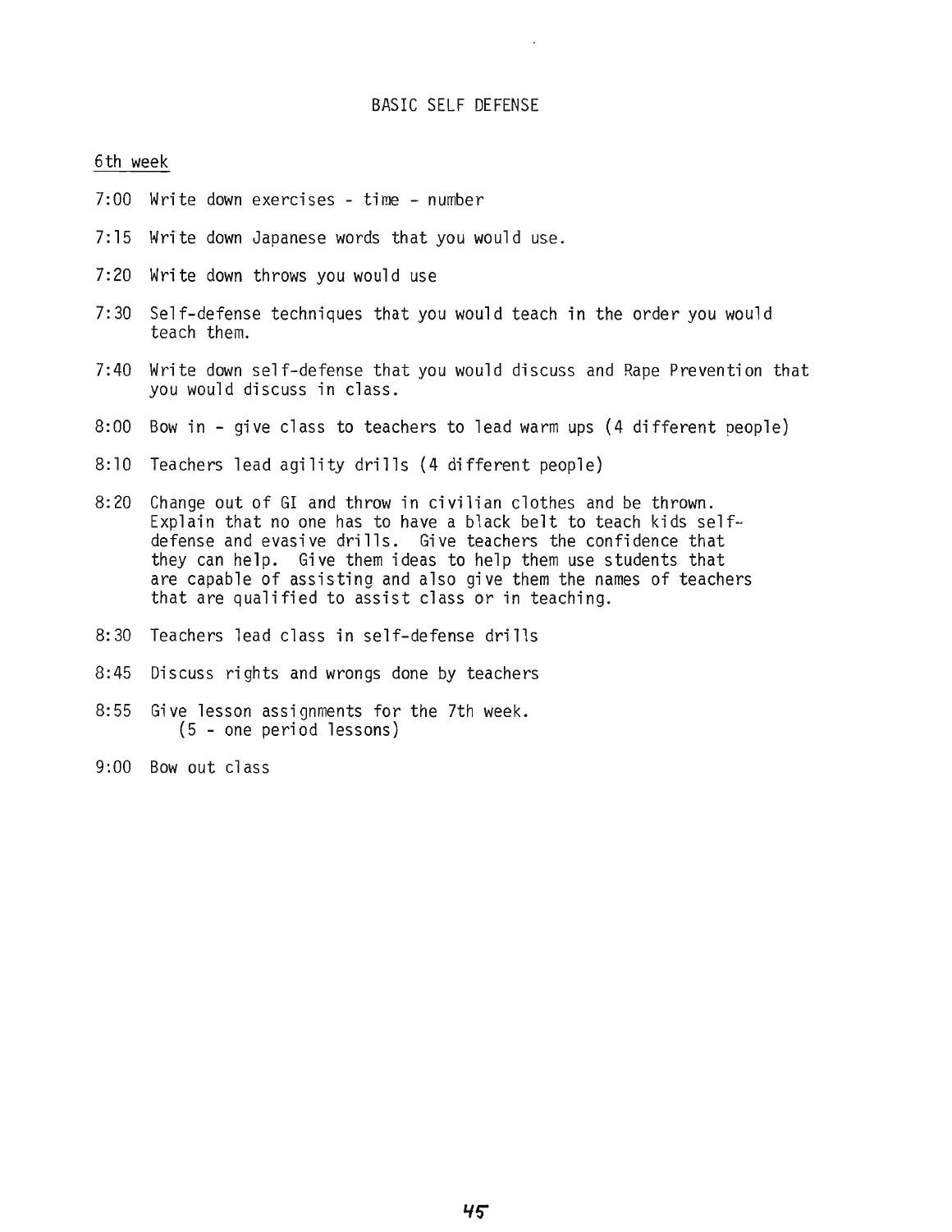# BASIC SELF DEFENSE

## 6th week

7:00 Write down exercises - time - number

7:15 Write down Japanese words that you would use.

7:20 Write down throws you would use

7:30 Self-defense techniques that you would teach in the order you would teach them.

7:40 Write down self-defense that you would discuss and Rape Prevention that you would discuss in class.

8:00 Bow in - give class to teachers to lead warm ups (4 different people)

8:10 Teachers lead agility drills (4 different people)

8:20 Change out of GI and throw in civilian clothes and be thrown. Explain that no one has to have a black belt to teach kids self-defense and evasive drills. Give teachers the confidence that they can help. Give them ideas to help them use students that are capable of assisting and also give them the names of teachers that are qualified to assist class or in teaching.

8:30 Teachers lead class in self-defense drills

8:45 Discuss rights and wrongs done by teachers

8:55 Give lesson assignments for the 7th week.
(5 - one period lessons)

9:00 Bow out class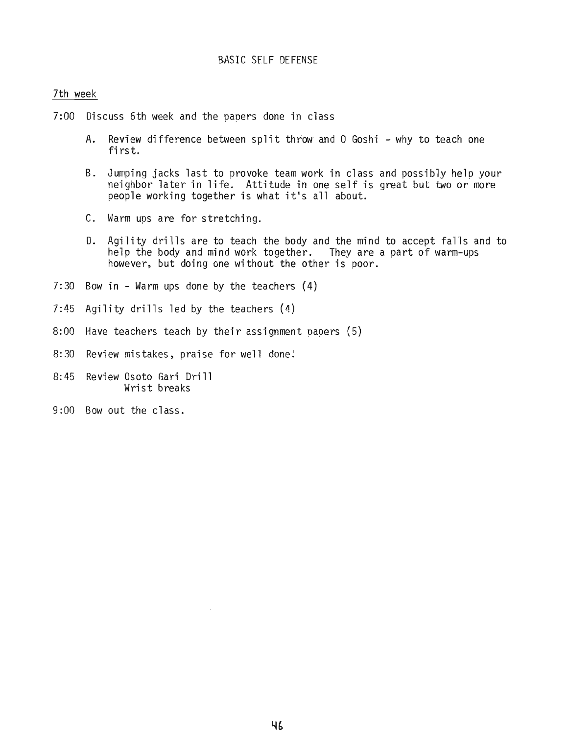# BASIC SELF DEFENSE

## 7th week

7:00 Discuss 6th week and the papers done in class

- A. Review difference between split throw and O Goshi - why to teach one first.
- B. Jumping jacks last to provoke team work in class and possibly help your neighbor later in life. Attitude in one self is great but two or more people working together is what it's all about.
- C. Warm ups are for stretching.
- D. Agility drills are to teach the body and the mind to accept falls and to help the body and mind work together. They are a part of warm-ups however, but doing one without the other is poor.

7:30 Bow in - Warm ups done by the teachers (4)

7:45 Agility drills led by the teachers (4)

8:00 Have teachers teach by their assignment papers (5)

8:30 Review mistakes, praise for well done!

8:45 Review Osoto Gari Drill
Wrist breaks

9:00 Bow out the class.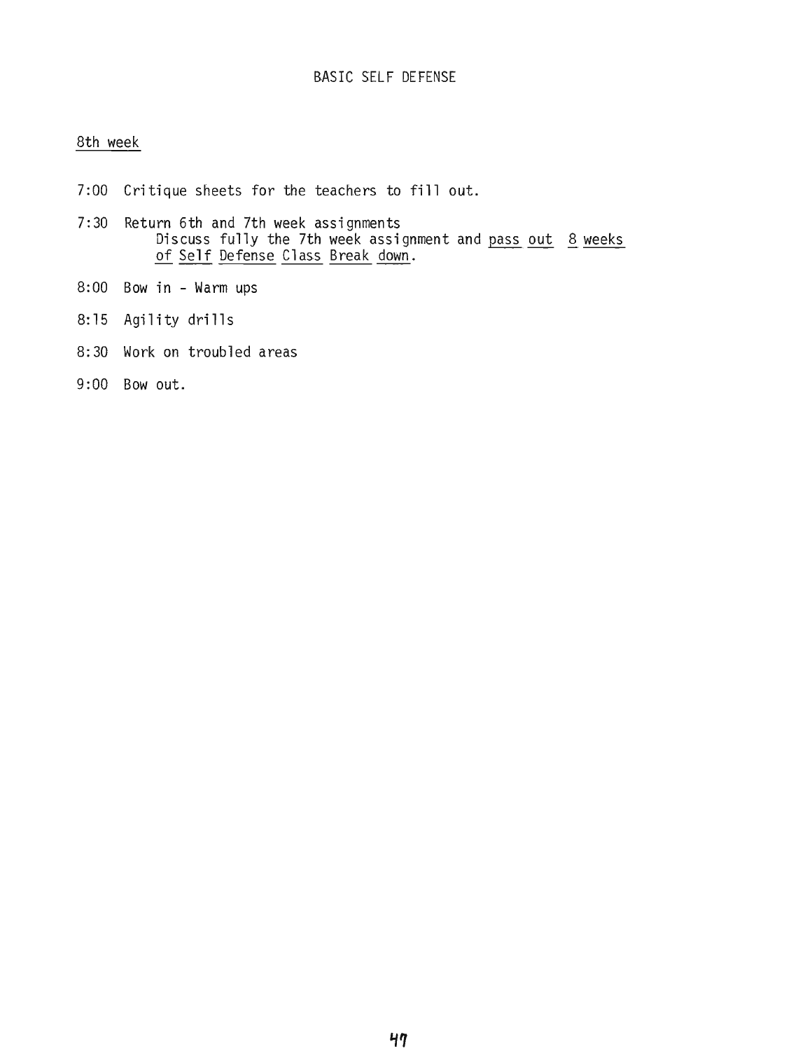# BASIC SELF DEFENSE

8th week

7:00 Critique sheets for the teachers to fill out.

7:30 Return 6th and 7th week assignments
Discuss fully the 7th week assignment and pass out 8 weeks of Self Defense Class Break down.

8:00 Bow in - Warm ups

8:15 Agility drills

8:30 Work on troubled areas

9:00 Bow out.